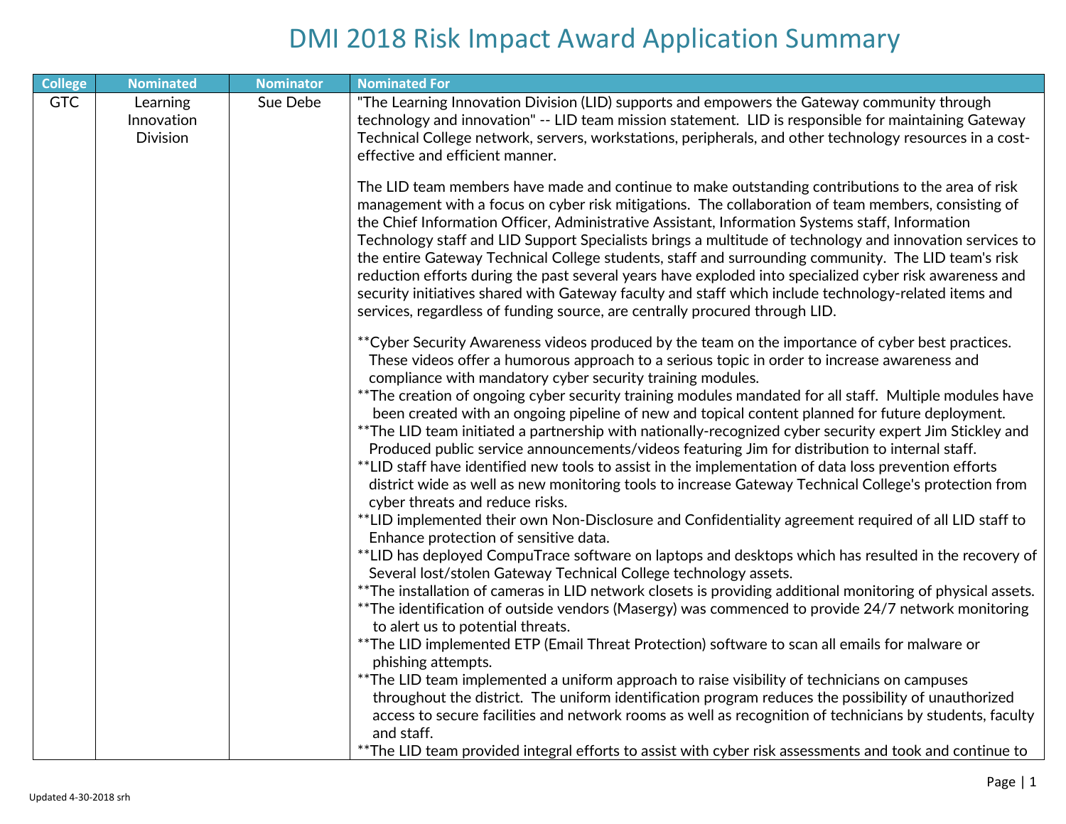# DMI 2018 Risk Impact Award Application Summary

| College | Nominated | Nominator | Nominated For |
|---|---|---|---|
| GTC | Learning Innovation Division | Sue Debe | "The Learning Innovation Division (LID) supports and empowers the Gateway community through technology and innovation" -- LID team mission statement. LID is responsible for maintaining Gateway Technical College network, servers, workstations, peripherals, and other technology resources in a cost-effective and efficient manner.<br><br>The LID team members have made and continue to make outstanding contributions to the area of risk management with a focus on cyber risk mitigations. The collaboration of team members, consisting of the Chief Information Officer, Administrative Assistant, Information Systems staff, Information Technology staff and LID Support Specialists brings a multitude of technology and innovation services to the entire Gateway Technical College students, staff and surrounding community. The LID team's risk reduction efforts during the past several years have exploded into specialized cyber risk awareness and security initiatives shared with Gateway faculty and staff which include technology-related items and services, regardless of funding source, are centrally procured through LID.<br><br>**Cyber Security Awareness videos produced by the team on the importance of cyber best practices. These videos offer a humorous approach to a serious topic in order to increase awareness and compliance with mandatory cyber security training modules.<br>**The creation of ongoing cyber security training modules mandated for all staff. Multiple modules have been created with an ongoing pipeline of new and topical content planned for future deployment.<br>**The LID team initiated a partnership with nationally-recognized cyber security expert Jim Stickley and Produced public service announcements/videos featuring Jim for distribution to internal staff.<br>**LID staff have identified new tools to assist in the implementation of data loss prevention efforts district wide as well as new monitoring tools to increase Gateway Technical College's protection from cyber threats and reduce risks.<br>**LID implemented their own Non-Disclosure and Confidentiality agreement required of all LID staff to Enhance protection of sensitive data.<br>**LID has deployed CompuTrace software on laptops and desktops which has resulted in the recovery of Several lost/stolen Gateway Technical College technology assets.<br>**The installation of cameras in LID network closets is providing additional monitoring of physical assets.<br>**The identification of outside vendors (Masergy) was commenced to provide 24/7 network monitoring to alert us to potential threats.<br>**The LID implemented ETP (Email Threat Protection) software to scan all emails for malware or phishing attempts.<br>**The LID team implemented a uniform approach to raise visibility of technicians on campuses throughout the district. The uniform identification program reduces the possibility of unauthorized access to secure facilities and network rooms as well as recognition of technicians by students, faculty and staff.<br>**The LID team provided integral efforts to assist with cyber risk assessments and took and continue to |

Updated 4-30-2018 srh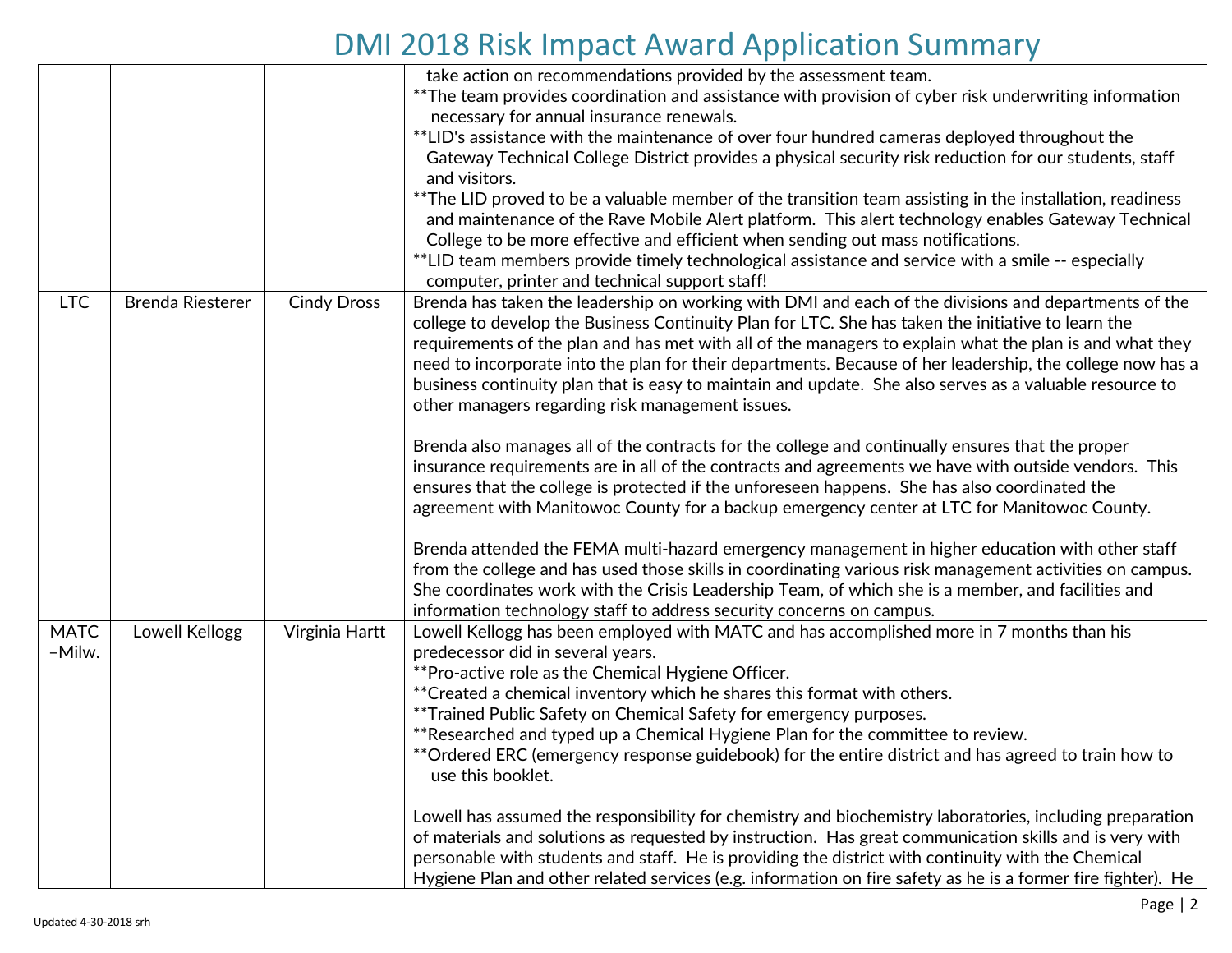# DMI 2018 Risk Impact Award Application Summary

| | | | |
|---|---|---|---|
| | | | take action on recommendations provided by the assessment team.<br>**The team provides coordination and assistance with provision of cyber risk underwriting information necessary for annual insurance renewals.<br>**LID's assistance with the maintenance of over four hundred cameras deployed throughout the Gateway Technical College District provides a physical security risk reduction for our students, staff and visitors.<br>**The LID proved to be a valuable member of the transition team assisting in the installation, readiness and maintenance of the Rave Mobile Alert platform. This alert technology enables Gateway Technical College to be more effective and efficient when sending out mass notifications.<br>**LID team members provide timely technological assistance and service with a smile -- especially computer, printer and technical support staff! |
| LTC | Brenda Riesterer | Cindy Dross | Brenda has taken the leadership on working with DMI and each of the divisions and departments of the college to develop the Business Continuity Plan for LTC. She has taken the initiative to learn the requirements of the plan and has met with all of the managers to explain what the plan is and what they need to incorporate into the plan for their departments. Because of her leadership, the college now has a business continuity plan that is easy to maintain and update. She also serves as a valuable resource to other managers regarding risk management issues.<br><br>Brenda also manages all of the contracts for the college and continually ensures that the proper insurance requirements are in all of the contracts and agreements we have with outside vendors. This ensures that the college is protected if the unforeseen happens. She has also coordinated the agreement with Manitowoc County for a backup emergency center at LTC for Manitowoc County.<br><br>Brenda attended the FEMA multi-hazard emergency management in higher education with other staff from the college and has used those skills in coordinating various risk management activities on campus. She coordinates work with the Crisis Leadership Team, of which she is a member, and facilities and information technology staff to address security concerns on campus. |
| MATC –Milw. | Lowell Kellogg | Virginia Hartt | Lowell Kellogg has been employed with MATC and has accomplished more in 7 months than his predecessor did in several years.<br>**Pro-active role as the Chemical Hygiene Officer.<br>**Created a chemical inventory which he shares this format with others.<br>**Trained Public Safety on Chemical Safety for emergency purposes.<br>**Researched and typed up a Chemical Hygiene Plan for the committee to review.<br>**Ordered ERC (emergency response guidebook) for the entire district and has agreed to train how to use this booklet.<br><br>Lowell has assumed the responsibility for chemistry and biochemistry laboratories, including preparation of materials and solutions as requested by instruction. Has great communication skills and is very with personable with students and staff. He is providing the district with continuity with the Chemical Hygiene Plan and other related services (e.g. information on fire safety as he is a former fire fighter). He |

Updated 4-30-2018 srh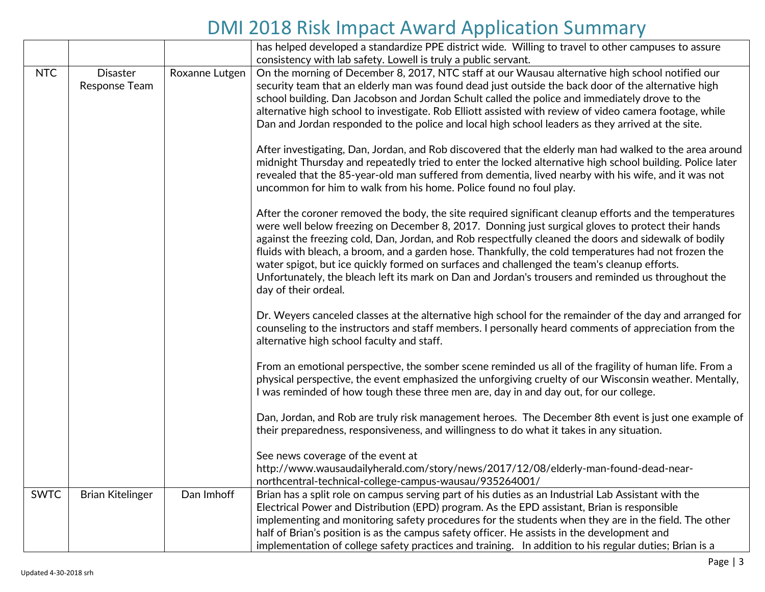# DMI 2018 Risk Impact Award Application Summary

| | | | |
|---|---|---|---|
| | | | has helped developed a standardize PPE district wide. Willing to travel to other campuses to assure consistency with lab safety. Lowell is truly a public servant. |
| NTC | Disaster Response Team | Roxanne Lutgen | On the morning of December 8, 2017, NTC staff at our Wausau alternative high school notified our security team that an elderly man was found dead just outside the back door of the alternative high school building. Dan Jacobson and Jordan Schult called the police and immediately drove to the alternative high school to investigate. Rob Elliott assisted with review of video camera footage, while Dan and Jordan responded to the police and local high school leaders as they arrived at the site.<br><br>After investigating, Dan, Jordan, and Rob discovered that the elderly man had walked to the area around midnight Thursday and repeatedly tried to enter the locked alternative high school building. Police later revealed that the 85-year-old man suffered from dementia, lived nearby with his wife, and it was not uncommon for him to walk from his home. Police found no foul play.<br><br>After the coroner removed the body, the site required significant cleanup efforts and the temperatures were well below freezing on December 8, 2017. Donning just surgical gloves to protect their hands against the freezing cold, Dan, Jordan, and Rob respectfully cleaned the doors and sidewalk of bodily fluids with bleach, a broom, and a garden hose. Thankfully, the cold temperatures had not frozen the water spigot, but ice quickly formed on surfaces and challenged the team's cleanup efforts. Unfortunately, the bleach left its mark on Dan and Jordan's trousers and reminded us throughout the day of their ordeal.<br><br>Dr. Weyers canceled classes at the alternative high school for the remainder of the day and arranged for counseling to the instructors and staff members. I personally heard comments of appreciation from the alternative high school faculty and staff.<br><br>From an emotional perspective, the somber scene reminded us all of the fragility of human life. From a physical perspective, the event emphasized the unforgiving cruelty of our Wisconsin weather. Mentally, I was reminded of how tough these three men are, day in and day out, for our college.<br><br>Dan, Jordan, and Rob are truly risk management heroes. The December 8th event is just one example of their preparedness, responsiveness, and willingness to do what it takes in any situation.<br><br>See news coverage of the event at http://www.wausaudailyherald.com/story/news/2017/12/08/elderly-man-found-dead-near-northcentral-technical-college-campus-wausau/935264001/ |
| SWTC | Brian Kitelinger | Dan Imhoff | Brian has a split role on campus serving part of his duties as an Industrial Lab Assistant with the Electrical Power and Distribution (EPD) program. As the EPD assistant, Brian is responsible implementing and monitoring safety procedures for the students when they are in the field. The other half of Brian's position is as the campus safety officer. He assists in the development and implementation of college safety practices and training. In addition to his regular duties; Brian is a |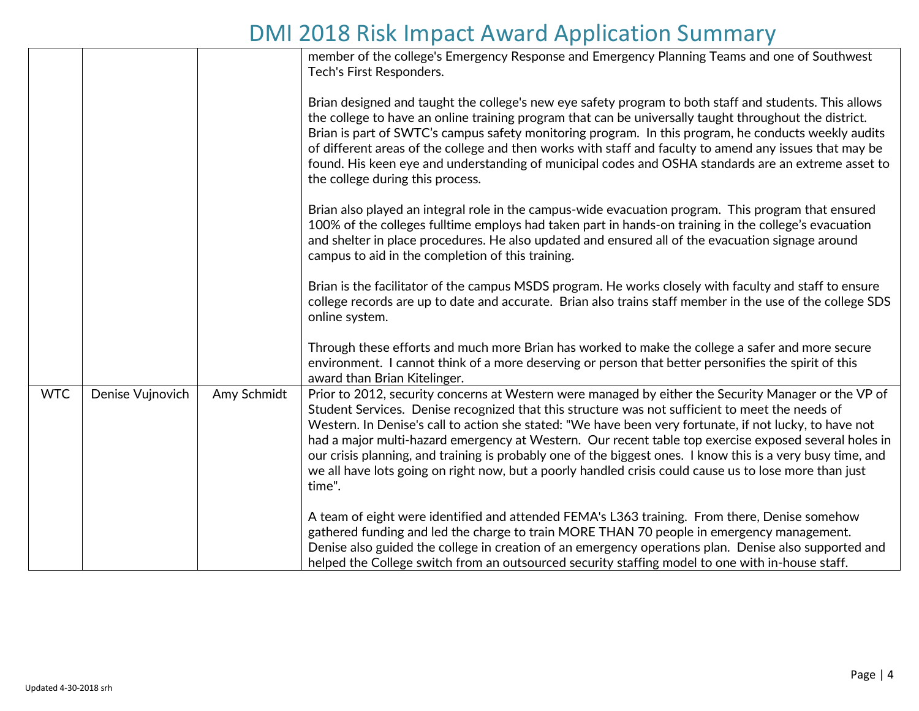| | | | |
|---|---|---|---|
| | | | member of the college's Emergency Response and Emergency Planning Teams and one of Southwest Tech's First Responders.<br><br>Brian designed and taught the college's new eye safety program to both staff and students. This allows the college to have an online training program that can be universally taught throughout the district. Brian is part of SWTC's campus safety monitoring program. In this program, he conducts weekly audits of different areas of the college and then works with staff and faculty to amend any issues that may be found. His keen eye and understanding of municipal codes and OSHA standards are an extreme asset to the college during this process.<br><br>Brian also played an integral role in the campus-wide evacuation program. This program that ensured 100% of the colleges fulltime employs had taken part in hands-on training in the college's evacuation and shelter in place procedures. He also updated and ensured all of the evacuation signage around campus to aid in the completion of this training.<br><br>Brian is the facilitator of the campus MSDS program. He works closely with faculty and staff to ensure college records are up to date and accurate. Brian also trains staff member in the use of the college SDS online system.<br><br>Through these efforts and much more Brian has worked to make the college a safer and more secure environment. I cannot think of a more deserving or person that better personifies the spirit of this award than Brian Kitelinger. |
| WTC | Denise Vujnovich | Amy Schmidt | Prior to 2012, security concerns at Western were managed by either the Security Manager or the VP of Student Services. Denise recognized that this structure was not sufficient to meet the needs of Western. In Denise's call to action she stated: "We have been very fortunate, if not lucky, to have not had a major multi-hazard emergency at Western. Our recent table top exercise exposed several holes in our crisis planning, and training is probably one of the biggest ones. I know this is a very busy time, and we all have lots going on right now, but a poorly handled crisis could cause us to lose more than just time".<br><br>A team of eight were identified and attended FEMA's L363 training. From there, Denise somehow gathered funding and led the charge to train MORE THAN 70 people in emergency management. Denise also guided the college in creation of an emergency operations plan. Denise also supported and helped the College switch from an outsourced security staffing model to one with in-house staff. |

Updated 4-30-2018 srh